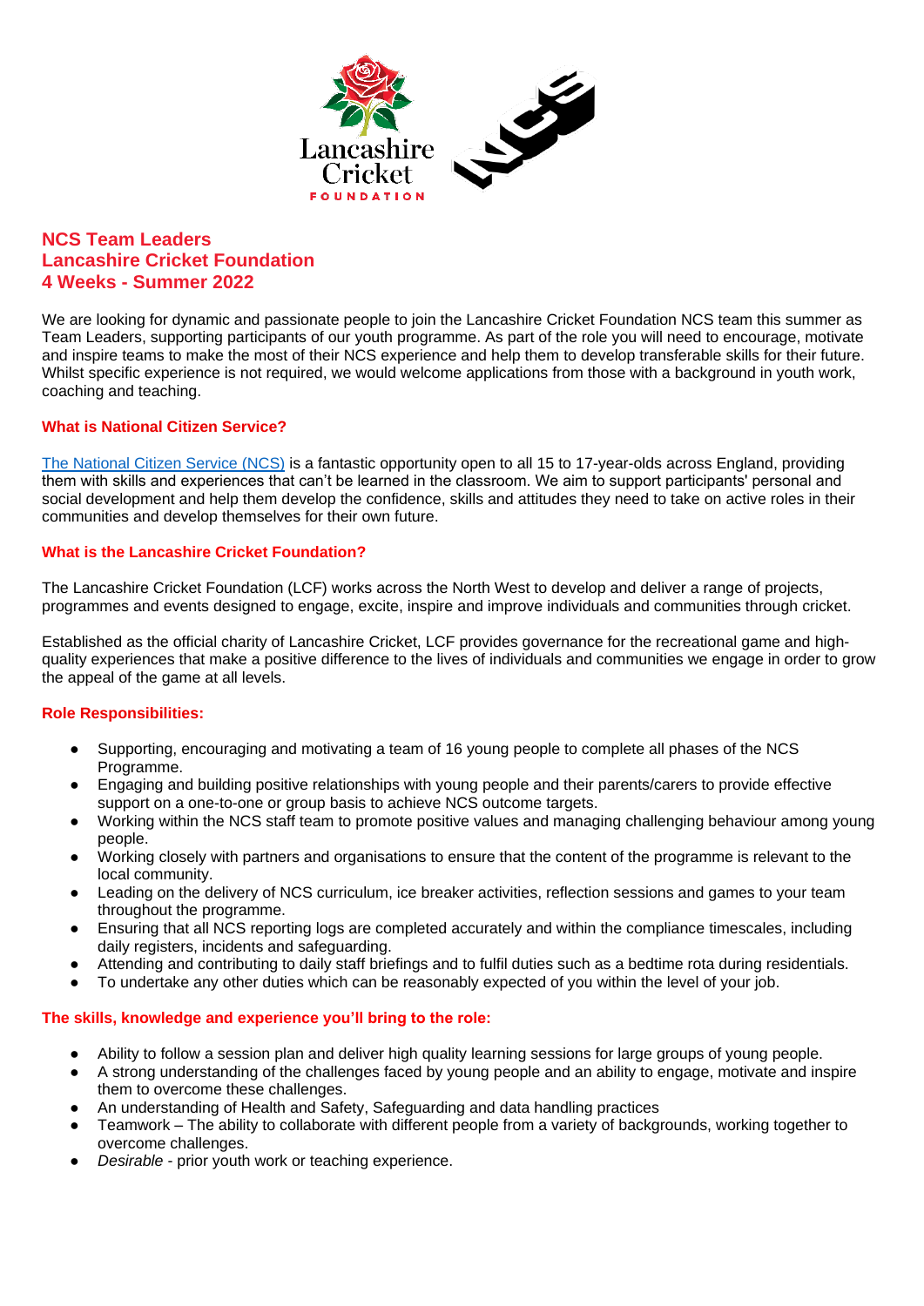# NCS Team Leaders
# Lancashire Cricket Foundation
# 4 Weeks - Summer 2022

We are looking for dynamic and passionate people to join the Lancashire Cricket Foundation NCS team this summer as Team Leaders, supporting participants of our youth programme. As part of the role you will need to encourage, motivate and inspire teams to make the most of their NCS experience and help them to develop transferable skills for their future. Whilst specific experience is not required, we would welcome applications from those with a background in youth work, coaching and teaching.

## What is National Citizen Service?

[The National Citizen Service (NCS)](#) is a fantastic opportunity open to all 15 to 17-year-olds across England, providing them with skills and experiences that can't be learned in the classroom. We aim to support participants' personal and social development and help them develop the confidence, skills and attitudes they need to take on active roles in their communities and develop themselves for their own future.

## What is the Lancashire Cricket Foundation?

The Lancashire Cricket Foundation (LCF) works across the North West to develop and deliver a range of projects, programmes and events designed to engage, excite, inspire and improve individuals and communities through cricket.

Established as the official charity of Lancashire Cricket, LCF provides governance for the recreational game and high-quality experiences that make a positive difference to the lives of individuals and communities we engage in order to grow the appeal of the game at all levels.

## Role Responsibilities:

- Supporting, encouraging and motivating a team of 16 young people to complete all phases of the NCS Programme.
- Engaging and building positive relationships with young people and their parents/carers to provide effective support on a one-to-one or group basis to achieve NCS outcome targets.
- Working within the NCS staff team to promote positive values and managing challenging behaviour among young people.
- Working closely with partners and organisations to ensure that the content of the programme is relevant to the local community.
- Leading on the delivery of NCS curriculum, ice breaker activities, reflection sessions and games to your team throughout the programme.
- Ensuring that all NCS reporting logs are completed accurately and within the compliance timescales, including daily registers, incidents and safeguarding.
- Attending and contributing to daily staff briefings and to fulfil duties such as a bedtime rota during residentials.
- To undertake any other duties which can be reasonably expected of you within the level of your job.

## The skills, knowledge and experience you'll bring to the role:

- Ability to follow a session plan and deliver high quality learning sessions for large groups of young people.
- A strong understanding of the challenges faced by young people and an ability to engage, motivate and inspire them to overcome these challenges.
- An understanding of Health and Safety, Safeguarding and data handling practices
- Teamwork – The ability to collaborate with different people from a variety of backgrounds, working together to overcome challenges.
- *Desirable* - prior youth work or teaching experience.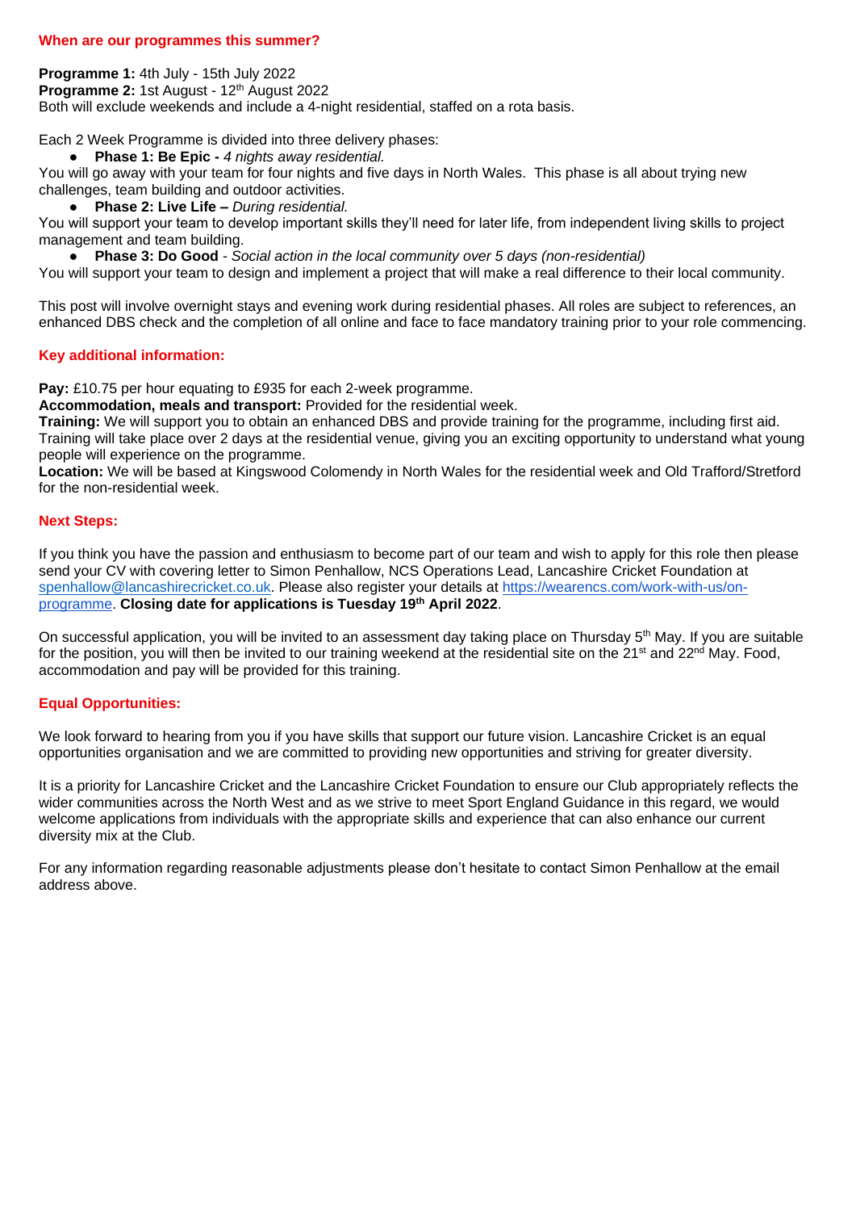## When are our programmes this summer?

**Programme 1:** 4th July - 15th July 2022
**Programme 2:** 1st August - 12th August 2022
Both will exclude weekends and include a 4-night residential, staffed on a rota basis.

Each 2 Week Programme is divided into three delivery phases:

- **Phase 1: Be Epic -** *4 nights away residential.*

You will go away with your team for four nights and five days in North Wales. This phase is all about trying new challenges, team building and outdoor activities.

- **Phase 2: Live Life –** *During residential.*

You will support your team to develop important skills they'll need for later life, from independent living skills to project management and team building.

- **Phase 3: Do Good** - *Social action in the local community over 5 days (non-residential)*

You will support your team to design and implement a project that will make a real difference to their local community.

This post will involve overnight stays and evening work during residential phases. All roles are subject to references, an enhanced DBS check and the completion of all online and face to face mandatory training prior to your role commencing.

## Key additional information:

**Pay:** £10.75 per hour equating to £935 for each 2-week programme.
**Accommodation, meals and transport:** Provided for the residential week.
**Training:** We will support you to obtain an enhanced DBS and provide training for the programme, including first aid. Training will take place over 2 days at the residential venue, giving you an exciting opportunity to understand what young people will experience on the programme.
**Location:** We will be based at Kingswood Colomendy in North Wales for the residential week and Old Trafford/Stretford for the non-residential week.

## Next Steps:

If you think you have the passion and enthusiasm to become part of our team and wish to apply for this role then please send your CV with covering letter to Simon Penhallow, NCS Operations Lead, Lancashire Cricket Foundation at spenhallow@lancashirecricket.co.uk. Please also register your details at https://wearencs.com/work-with-us/on-programme. **Closing date for applications is Tuesday 19th April 2022**.

On successful application, you will be invited to an assessment day taking place on Thursday 5th May. If you are suitable for the position, you will then be invited to our training weekend at the residential site on the 21st and 22nd May. Food, accommodation and pay will be provided for this training.

## Equal Opportunities:

We look forward to hearing from you if you have skills that support our future vision. Lancashire Cricket is an equal opportunities organisation and we are committed to providing new opportunities and striving for greater diversity.

It is a priority for Lancashire Cricket and the Lancashire Cricket Foundation to ensure our Club appropriately reflects the wider communities across the North West and as we strive to meet Sport England Guidance in this regard, we would welcome applications from individuals with the appropriate skills and experience that can also enhance our current diversity mix at the Club.

For any information regarding reasonable adjustments please don't hesitate to contact Simon Penhallow at the email address above.